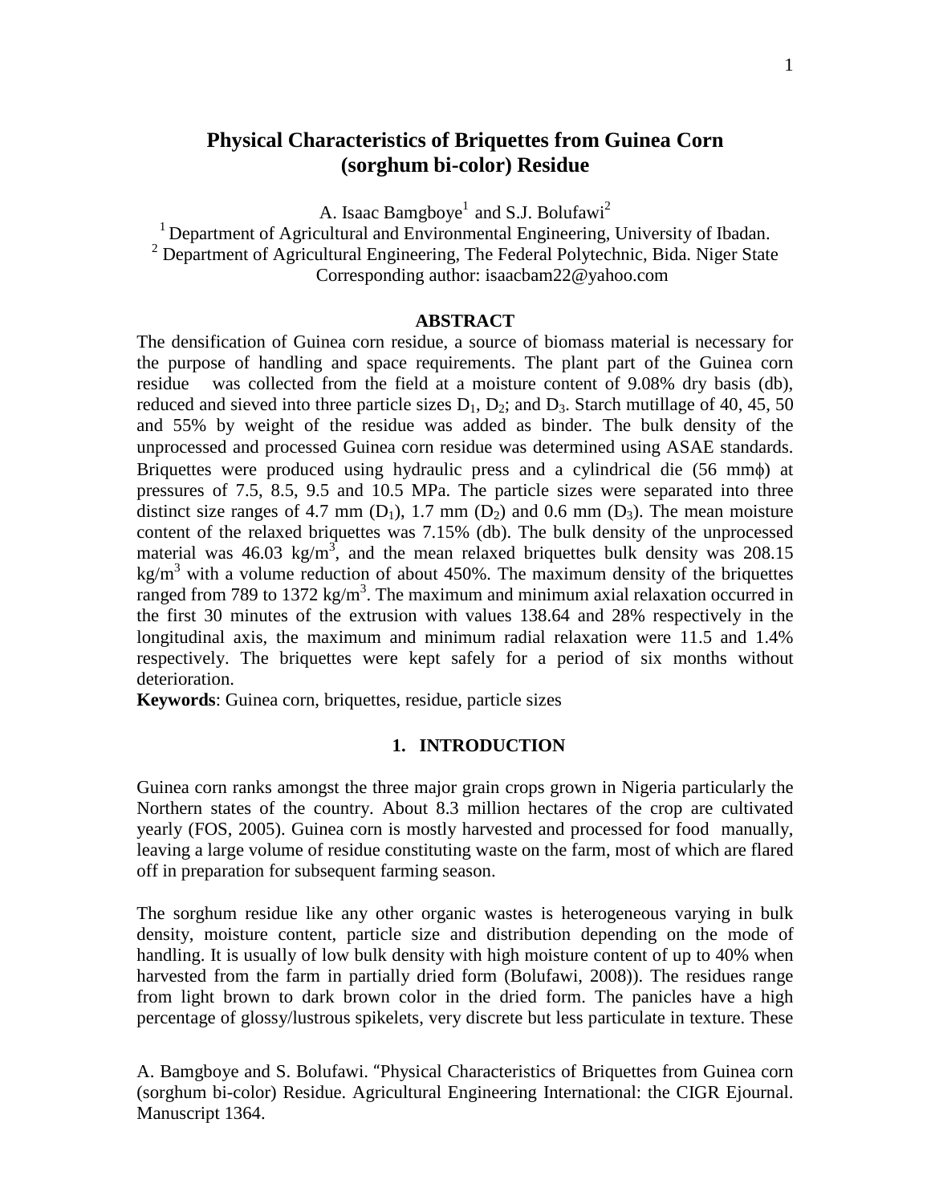# Physical Characteristics of Briquettes from Guinea Corn (sorghum bi-color) Residue

A. Isaac Bamgboye[1] and S.J. Bolufawi[2]

[1] Department of Agricultural and Environmental Engineering, University of Ibadan.
[2] Department of Agricultural Engineering, The Federal Polytechnic, Bida. Niger State
Corresponding author: isaacbam22@yahoo.com

## ABSTRACT

The densification of Guinea corn residue, a source of biomass material is necessary for the purpose of handling and space requirements. The plant part of the Guinea corn residue was collected from the field at a moisture content of 9.08% dry basis (db), reduced and sieved into three particle sizes $D_1$, $D_2$; and $D_3$. Starch mutillage of 40, 45, 50 and 55% by weight of the residue was added as binder. The bulk density of the unprocessed and processed Guinea corn residue was determined using ASAE standards. Briquettes were produced using hydraulic press and a cylindrical die (56 mm$\phi$) at pressures of 7.5, 8.5, 9.5 and 10.5 MPa. The particle sizes were separated into three distinct size ranges of 4.7 mm ($D_1$), 1.7 mm ($D_2$) and 0.6 mm ($D_3$). The mean moisture content of the relaxed briquettes was 7.15% (db). The bulk density of the unprocessed material was 46.03 kg/m$^3$, and the mean relaxed briquettes bulk density was 208.15 kg/m$^3$ with a volume reduction of about 450%. The maximum density of the briquettes ranged from 789 to 1372 kg/m$^3$. The maximum and minimum axial relaxation occurred in the first 30 minutes of the extrusion with values 138.64 and 28% respectively in the longitudinal axis, the maximum and minimum radial relaxation were 11.5 and 1.4% respectively. The briquettes were kept safely for a period of six months without deterioration.

**Keywords**: Guinea corn, briquettes, residue, particle sizes

## 1. INTRODUCTION

Guinea corn ranks amongst the three major grain crops grown in Nigeria particularly the Northern states of the country. About 8.3 million hectares of the crop are cultivated yearly (FOS, 2005). Guinea corn is mostly harvested and processed for food manually, leaving a large volume of residue constituting waste on the farm, most of which are flared off in preparation for subsequent farming season.

The sorghum residue like any other organic wastes is heterogeneous varying in bulk density, moisture content, particle size and distribution depending on the mode of handling. It is usually of low bulk density with high moisture content of up to 40% when harvested from the farm in partially dried form (Bolufawi, 2008)). The residues range from light brown to dark brown color in the dried form. The panicles have a high percentage of glossy/lustrous spikelets, very discrete but less particulate in texture. These

A. Bamgboye and S. Bolufawi. "Physical Characteristics of Briquettes from Guinea corn (sorghum bi-color) Residue. Agricultural Engineering International: the CIGR Ejournal. Manuscript 1364.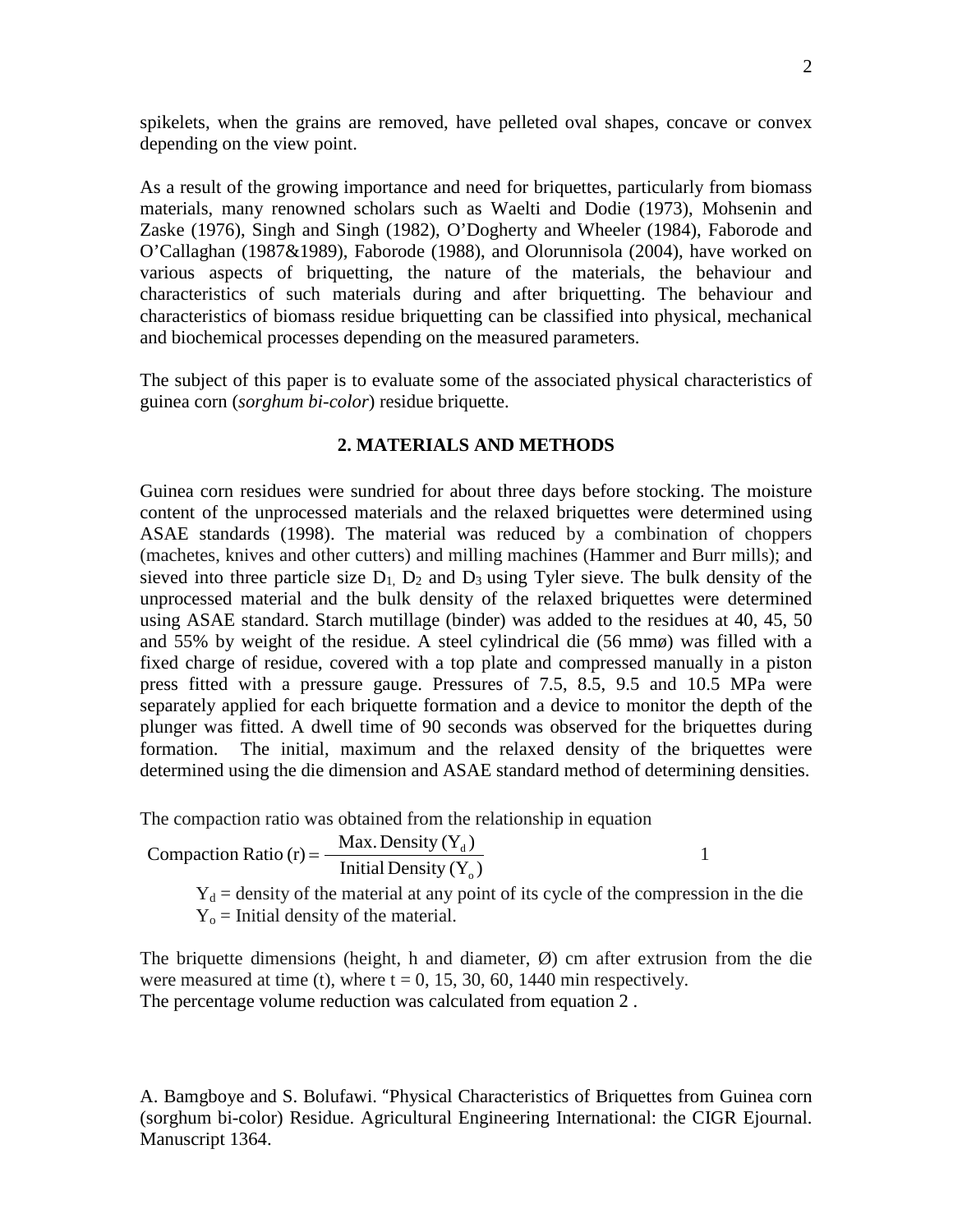spikelets, when the grains are removed, have pelleted oval shapes, concave or convex depending on the view point.

As a result of the growing importance and need for briquettes, particularly from biomass materials, many renowned scholars such as Waelti and Dodie (1973), Mohsenin and Zaske (1976), Singh and Singh (1982), O'Dogherty and Wheeler (1984), Faborode and O'Callaghan (1987&1989), Faborode (1988), and Olorunnisola (2004), have worked on various aspects of briquetting, the nature of the materials, the behaviour and characteristics of such materials during and after briquetting. The behaviour and characteristics of biomass residue briquetting can be classified into physical, mechanical and biochemical processes depending on the measured parameters.

The subject of this paper is to evaluate some of the associated physical characteristics of guinea corn (*sorghum bi-color*) residue briquette.

## 2. MATERIALS AND METHODS

Guinea corn residues were sundried for about three days before stocking. The moisture content of the unprocessed materials and the relaxed briquettes were determined using ASAE standards (1998). The material was reduced by a combination of choppers (machetes, knives and other cutters) and milling machines (Hammer and Burr mills); and sieved into three particle size $D_1$, $D_2$ and $D_3$ using Tyler sieve. The bulk density of the unprocessed material and the bulk density of the relaxed briquettes were determined using ASAE standard. Starch mutillage (binder) was added to the residues at 40, 45, 50 and 55% by weight of the residue. A steel cylindrical die (56 mmø) was filled with a fixed charge of residue, covered with a top plate and compressed manually in a piston press fitted with a pressure gauge. Pressures of 7.5, 8.5, 9.5 and 10.5 MPa were separately applied for each briquette formation and a device to monitor the depth of the plunger was fitted. A dwell time of 90 seconds was observed for the briquettes during formation. The initial, maximum and the relaxed density of the briquettes were determined using the die dimension and ASAE standard method of determining densities.

The compaction ratio was obtained from the relationship in equation

$$\text{Compaction Ratio (r)} = \frac{\text{Max. Density } (Y_d)}{\text{Initial Density } (Y_o)} \qquad 1$$

$Y_d$ = density of the material at any point of its cycle of the compression in the die
$Y_o$ = Initial density of the material.

The briquette dimensions (height, h and diameter, Ø) cm after extrusion from the die were measured at time (t), where t = 0, 15, 30, 60, 1440 min respectively.
The percentage volume reduction was calculated from equation 2 .

A. Bamgboye and S. Bolufawi. "Physical Characteristics of Briquettes from Guinea corn (sorghum bi-color) Residue. Agricultural Engineering International: the CIGR Ejournal. Manuscript 1364.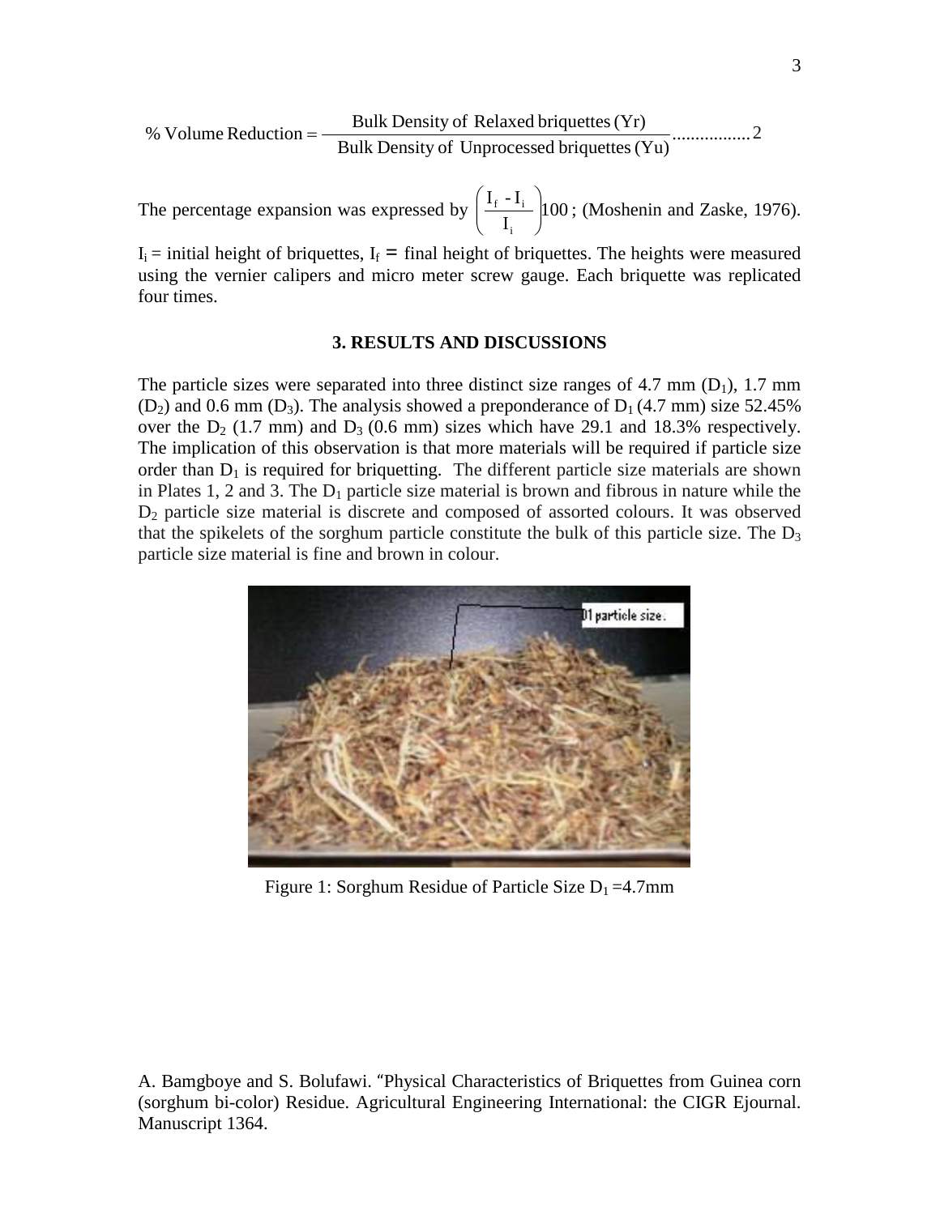$$\% \text{ Volume Reduction} = \frac{\text{Bulk Density of Relaxed briquettes (Yr)}}{\text{Bulk Density of Unprocessed briquettes (Yu)}} \text{.................} 2$$

The percentage expansion was expressed by $\left(\frac{I_f - I_i}{I_i}\right)100$; (Moshenin and Zaske, 1976).

$I_i$ = initial height of briquettes, $I_f$ = final height of briquettes. The heights were measured using the vernier calipers and micro meter screw gauge. Each briquette was replicated four times.

## 3. RESULTS AND DISCUSSIONS

The particle sizes were separated into three distinct size ranges of 4.7 mm ($D_1$), 1.7 mm ($D_2$) and 0.6 mm ($D_3$). The analysis showed a preponderance of $D_1$ (4.7 mm) size 52.45% over the $D_2$ (1.7 mm) and $D_3$ (0.6 mm) sizes which have 29.1 and 18.3% respectively. The implication of this observation is that more materials will be required if particle size order than $D_1$ is required for briquetting. The different particle size materials are shown in Plates 1, 2 and 3. The $D_1$ particle size material is brown and fibrous in nature while the $D_2$ particle size material is discrete and composed of assorted colours. It was observed that the spikelets of the sorghum particle constitute the bulk of this particle size. The $D_3$ particle size material is fine and brown in colour.

Figure 1: Sorghum Residue of Particle Size $D_1$ =4.7mm

A. Bamgboye and S. Bolufawi. "Physical Characteristics of Briquettes from Guinea corn (sorghum bi-color) Residue. Agricultural Engineering International: the CIGR Ejournal. Manuscript 1364.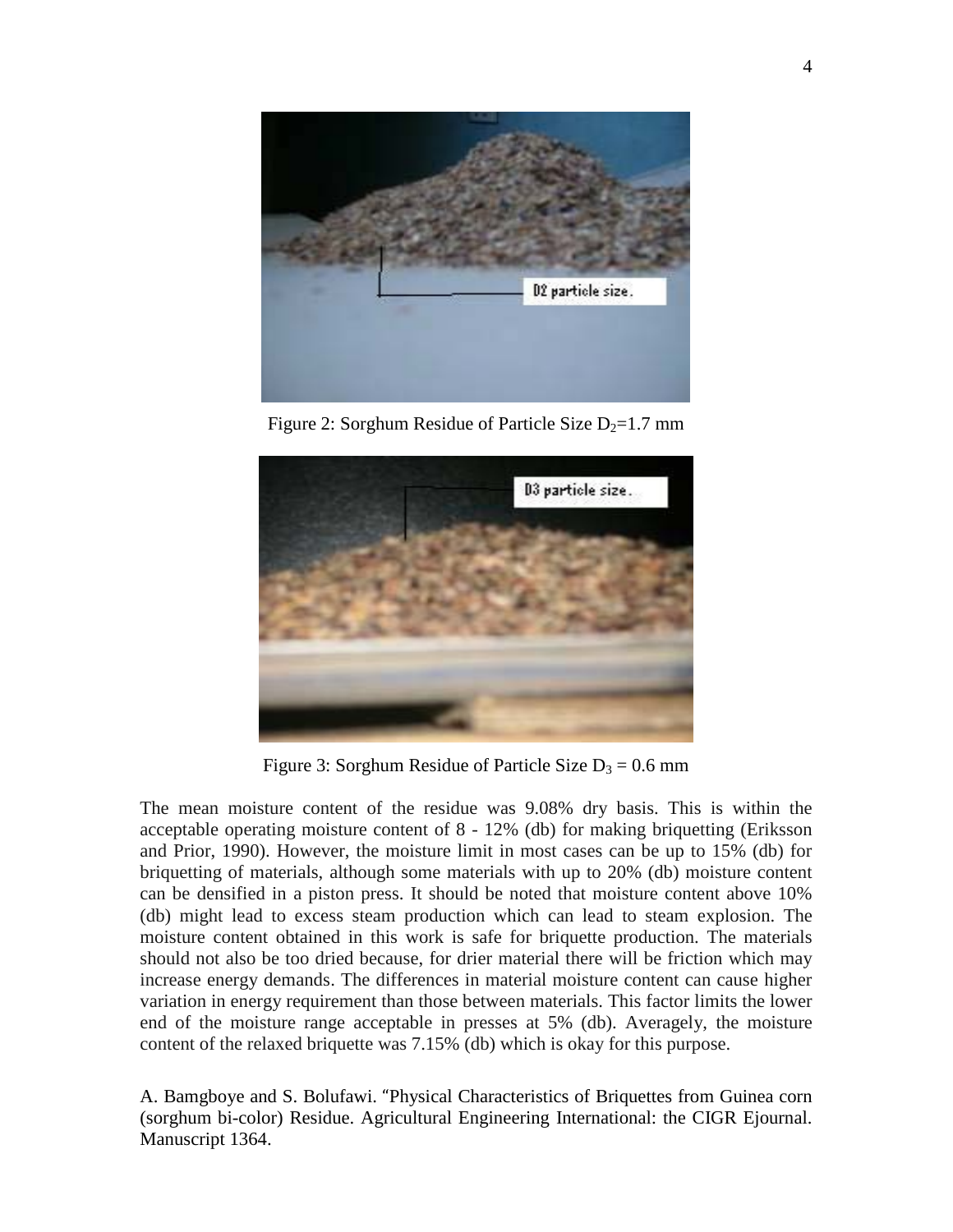Figure 2: Sorghum Residue of Particle Size $D_2$=1.7 mm

Figure 3: Sorghum Residue of Particle Size $D_3$ = 0.6 mm

The mean moisture content of the residue was 9.08% dry basis. This is within the acceptable operating moisture content of 8 - 12% (db) for making briquetting (Eriksson and Prior, 1990). However, the moisture limit in most cases can be up to 15% (db) for briquetting of materials, although some materials with up to 20% (db) moisture content can be densified in a piston press. It should be noted that moisture content above 10% (db) might lead to excess steam production which can lead to steam explosion. The moisture content obtained in this work is safe for briquette production. The materials should not also be too dried because, for drier material there will be friction which may increase energy demands. The differences in material moisture content can cause higher variation in energy requirement than those between materials. This factor limits the lower end of the moisture range acceptable in presses at 5% (db). Averagely, the moisture content of the relaxed briquette was 7.15% (db) which is okay for this purpose.

A. Bamgboye and S. Bolufawi. "Physical Characteristics of Briquettes from Guinea corn (sorghum bi-color) Residue. Agricultural Engineering International: the CIGR Ejournal. Manuscript 1364.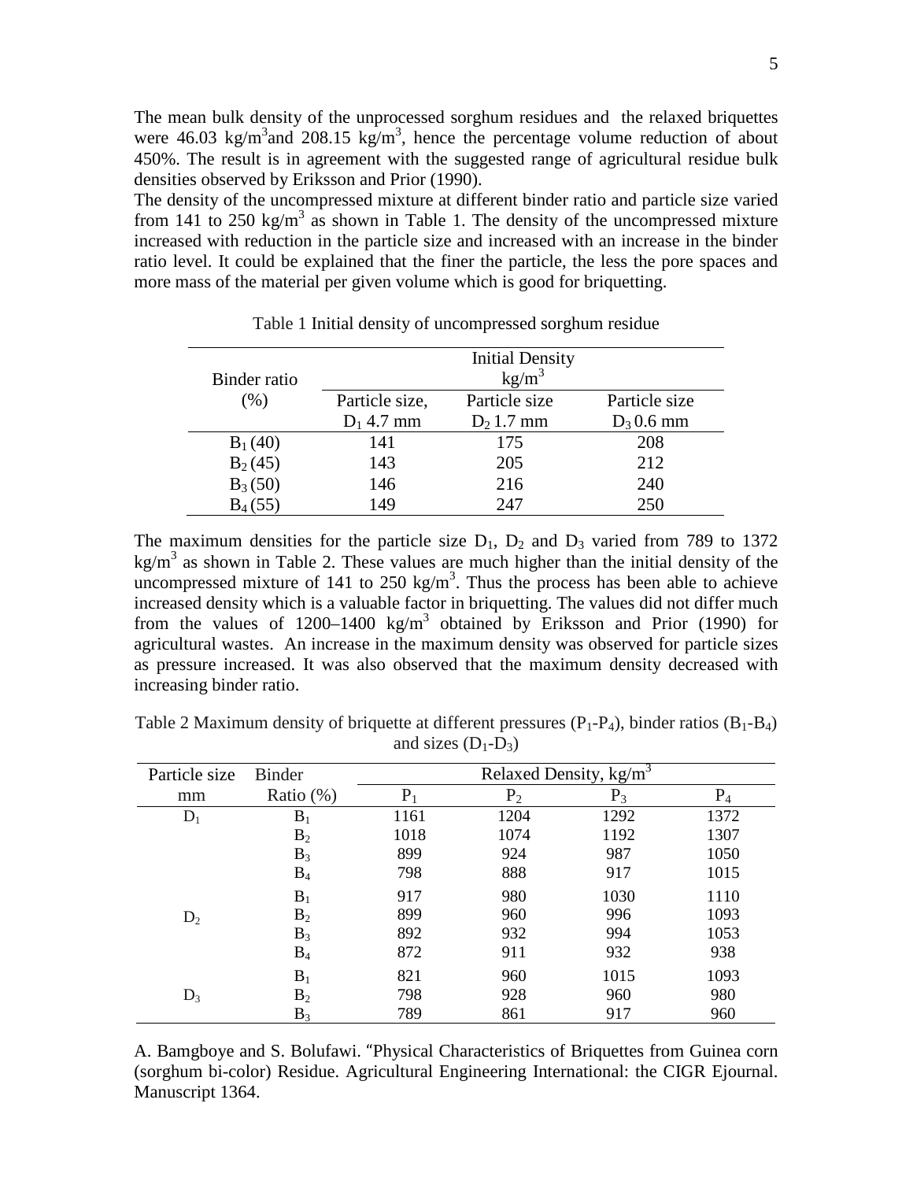The mean bulk density of the unprocessed sorghum residues and  the relaxed briquettes were 46.03 kg/m$^3$and 208.15 kg/m$^3$, hence the percentage volume reduction of about 450%. The result is in agreement with the suggested range of agricultural residue bulk densities observed by Eriksson and Prior (1990).

The density of the uncompressed mixture at different binder ratio and particle size varied from 141 to 250 kg/m$^3$ as shown in Table 1. The density of the uncompressed mixture increased with reduction in the particle size and increased with an increase in the binder ratio level. It could be explained that the finer the particle, the less the pore spaces and more mass of the material per given volume which is good for briquetting.

Table 1 Initial density of uncompressed sorghum residue

| Binder ratio (%) | Initial Density kg/m$^3$ | | |
|---|---|---|---|
| | Particle size, $D_1$ 4.7 mm | Particle size $D_2$ 1.7 mm | Particle size $D_3$ 0.6 mm |
| $B_1$ (40) | 141 | 175 | 208 |
| $B_2$ (45) | 143 | 205 | 212 |
| $B_3$ (50) | 146 | 216 | 240 |
| $B_4$ (55) | 149 | 247 | 250 |

The maximum densities for the particle size $D_1$, $D_2$ and $D_3$ varied from 789 to 1372 kg/m$^3$ as shown in Table 2. These values are much higher than the initial density of the uncompressed mixture of 141 to 250 kg/m$^3$. Thus the process has been able to achieve increased density which is a valuable factor in briquetting. The values did not differ much from the values of 1200–1400 kg/m$^3$ obtained by Eriksson and Prior (1990) for agricultural wastes.  An increase in the maximum density was observed for particle sizes as pressure increased. It was also observed that the maximum density decreased with increasing binder ratio.

Table 2 Maximum density of briquette at different pressures ($P_1$-$P_4$), binder ratios ($B_1$-$B_4$) and sizes ($D_1$-$D_3$)

| Particle size mm | Binder Ratio (%) | Relaxed Density, kg/m$^3$ | | | |
|---|---|---|---|---|---|
| | | $P_1$ | $P_2$ | $P_3$ | $P_4$ |
| $D_1$ | $B_1$ | 1161 | 1204 | 1292 | 1372 |
| | $B_2$ | 1018 | 1074 | 1192 | 1307 |
| | $B_3$ | 899 | 924 | 987 | 1050 |
| | $B_4$ | 798 | 888 | 917 | 1015 |
| $D_2$ | $B_1$ | 917 | 980 | 1030 | 1110 |
| | $B_2$ | 899 | 960 | 996 | 1093 |
| | $B_3$ | 892 | 932 | 994 | 1053 |
| | $B_4$ | 872 | 911 | 932 | 938 |
| $D_3$ | $B_1$ | 821 | 960 | 1015 | 1093 |
| | $B_2$ | 798 | 928 | 960 | 980 |
| | $B_3$ | 789 | 861 | 917 | 960 |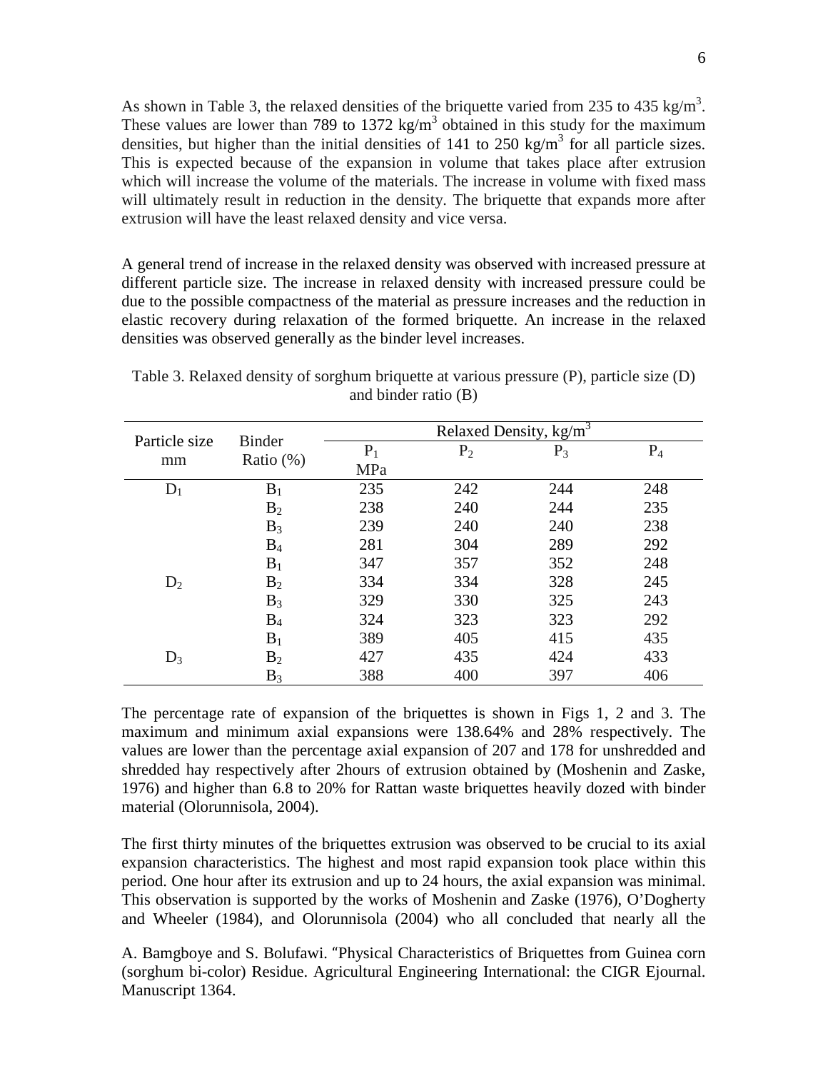As shown in Table 3, the relaxed densities of the briquette varied from 235 to 435 kg/m$^3$. These values are lower than 789 to 1372 kg/m$^3$ obtained in this study for the maximum densities, but higher than the initial densities of 141 to 250 kg/m$^3$ for all particle sizes. This is expected because of the expansion in volume that takes place after extrusion which will increase the volume of the materials. The increase in volume with fixed mass will ultimately result in reduction in the density. The briquette that expands more after extrusion will have the least relaxed density and vice versa.

A general trend of increase in the relaxed density was observed with increased pressure at different particle size. The increase in relaxed density with increased pressure could be due to the possible compactness of the material as pressure increases and the reduction in elastic recovery during relaxation of the formed briquette. An increase in the relaxed densities was observed generally as the binder level increases.

Table 3. Relaxed density of sorghum briquette at various pressure (P), particle size (D) and binder ratio (B)

| Particle size mm | Binder Ratio (%) | Relaxed Density, kg/m$^3$ | | | |
|---|---|---|---|---|---|
| | | $P_1$ MPa | $P_2$ | $P_3$ | $P_4$ |
| $D_1$ | $B_1$ | 235 | 242 | 244 | 248 |
| | $B_2$ | 238 | 240 | 244 | 235 |
| | $B_3$ | 239 | 240 | 240 | 238 |
| | $B_4$ | 281 | 304 | 289 | 292 |
| | $B_1$ | 347 | 357 | 352 | 248 |
| $D_2$ | $B_2$ | 334 | 334 | 328 | 245 |
| | $B_3$ | 329 | 330 | 325 | 243 |
| | $B_4$ | 324 | 323 | 323 | 292 |
| | $B_1$ | 389 | 405 | 415 | 435 |
| $D_3$ | $B_2$ | 427 | 435 | 424 | 433 |
| | $B_3$ | 388 | 400 | 397 | 406 |

The percentage rate of expansion of the briquettes is shown in Figs 1, 2 and 3. The maximum and minimum axial expansions were 138.64% and 28% respectively. The values are lower than the percentage axial expansion of 207 and 178 for unshredded and shredded hay respectively after 2hours of extrusion obtained by (Moshenin and Zaske, 1976) and higher than 6.8 to 20% for Rattan waste briquettes heavily dozed with binder material (Olorunnisola, 2004).

The first thirty minutes of the briquettes extrusion was observed to be crucial to its axial expansion characteristics. The highest and most rapid expansion took place within this period. One hour after its extrusion and up to 24 hours, the axial expansion was minimal. This observation is supported by the works of Moshenin and Zaske (1976), O'Dogherty and Wheeler (1984), and Olorunnisola (2004) who all concluded that nearly all the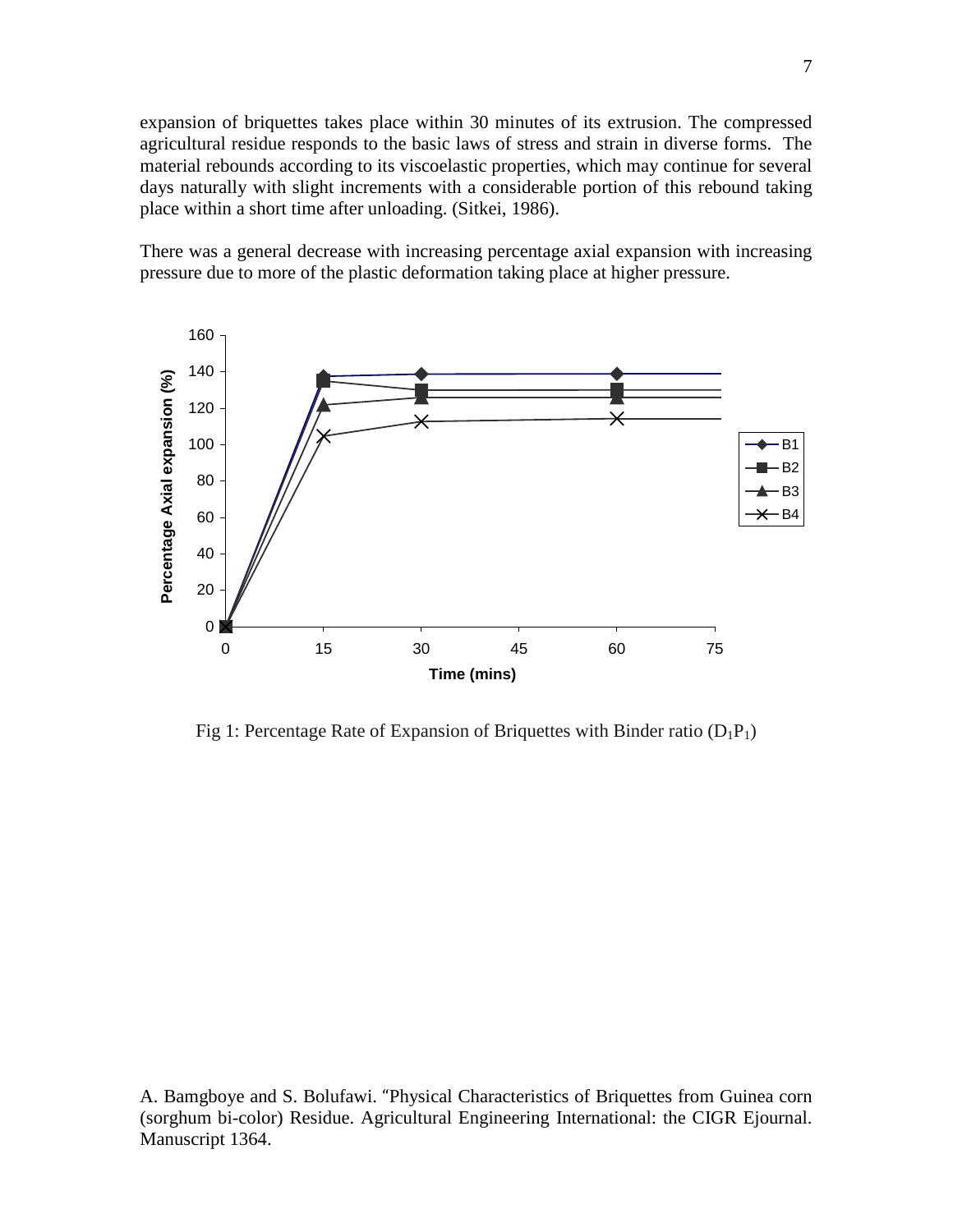expansion of briquettes takes place within 30 minutes of its extrusion. The compressed agricultural residue responds to the basic laws of stress and strain in diverse forms. The material rebounds according to its viscoelastic properties, which may continue for several days naturally with slight increments with a considerable portion of this rebound taking place within a short time after unloading. (Sitkei, 1986).

There was a general decrease with increasing percentage axial expansion with increasing pressure due to more of the plastic deformation taking place at higher pressure.

Fig 1: Percentage Rate of Expansion of Briquettes with Binder ratio ($D_1P_1$)

A. Bamgboye and S. Bolufawi. "Physical Characteristics of Briquettes from Guinea corn (sorghum bi-color) Residue. Agricultural Engineering International: the CIGR Ejournal. Manuscript 1364.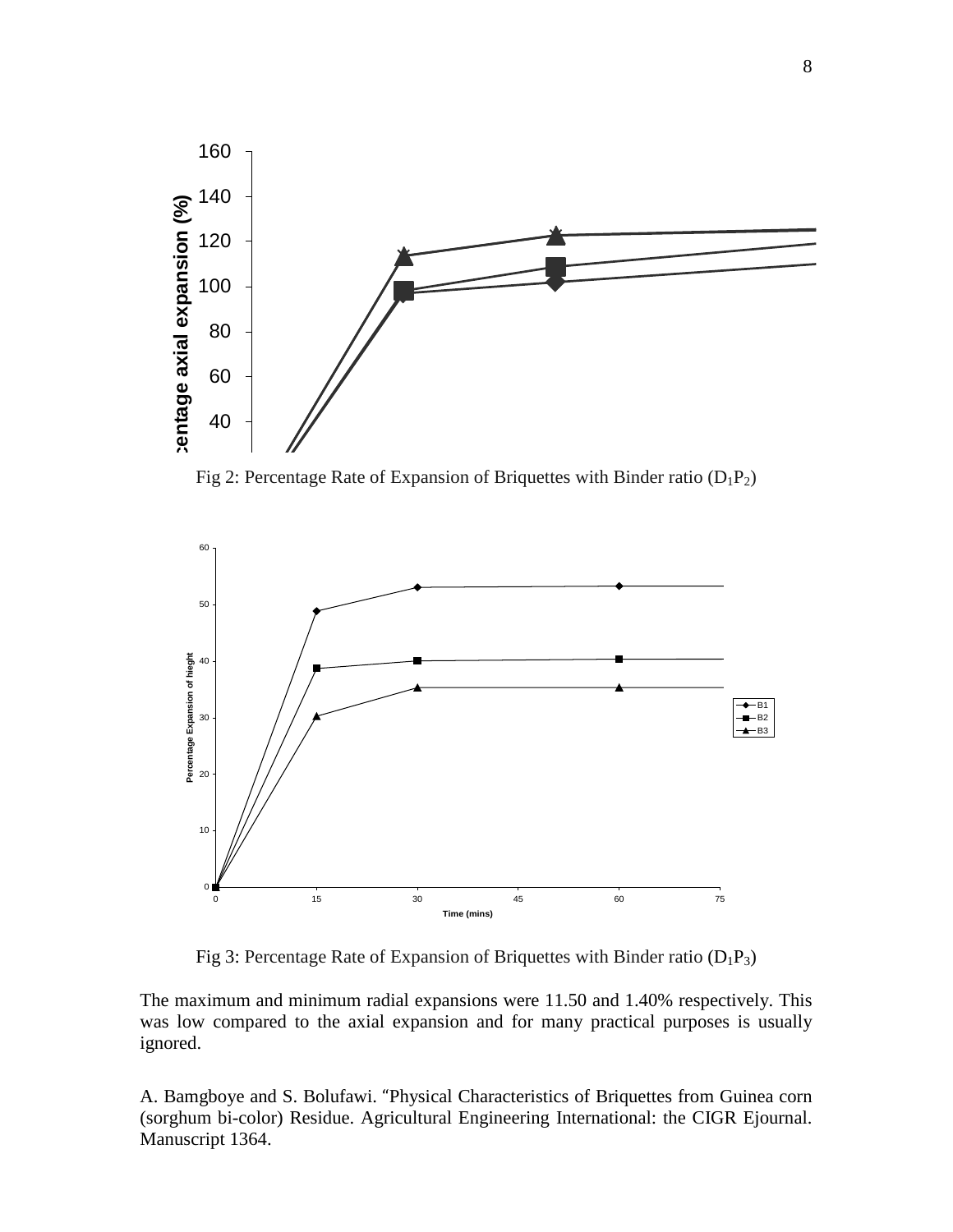Fig 2: Percentage Rate of Expansion of Briquettes with Binder ratio ($D_1P_2$)

Fig 3: Percentage Rate of Expansion of Briquettes with Binder ratio ($D_1P_3$)

The maximum and minimum radial expansions were 11.50 and 1.40% respectively. This was low compared to the axial expansion and for many practical purposes is usually ignored.

A. Bamgboye and S. Bolufawi. "Physical Characteristics of Briquettes from Guinea corn (sorghum bi-color) Residue. Agricultural Engineering International: the CIGR Ejournal. Manuscript 1364.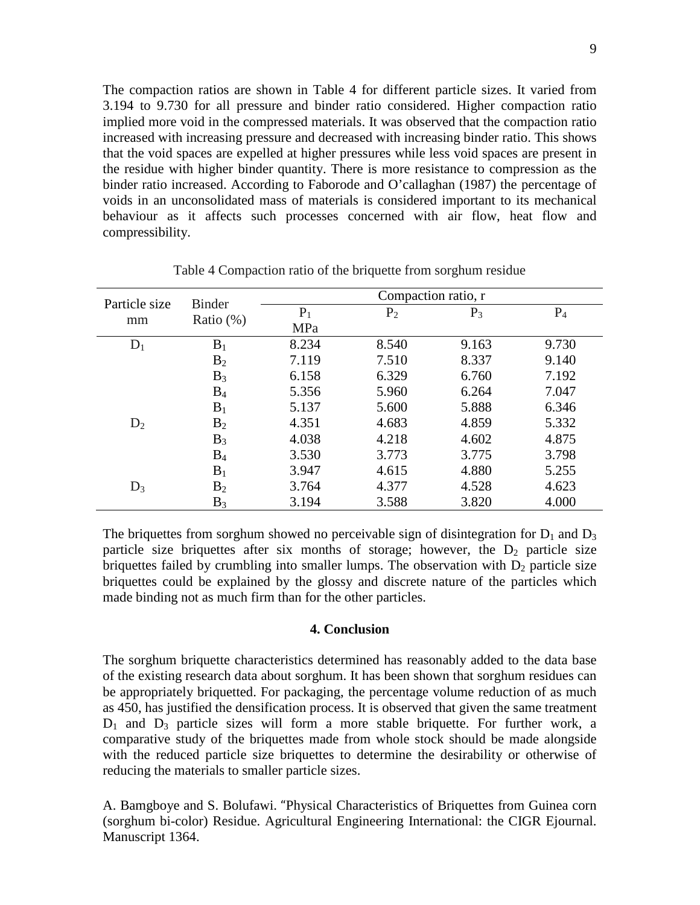The compaction ratios are shown in Table 4 for different particle sizes. It varied from 3.194 to 9.730 for all pressure and binder ratio considered. Higher compaction ratio implied more void in the compressed materials. It was observed that the compaction ratio increased with increasing pressure and decreased with increasing binder ratio. This shows that the void spaces are expelled at higher pressures while less void spaces are present in the residue with higher binder quantity. There is more resistance to compression as the binder ratio increased. According to Faborode and O'callaghan (1987) the percentage of voids in an unconsolidated mass of materials is considered important to its mechanical behaviour as it affects such processes concerned with air flow, heat flow and compressibility.

Table 4 Compaction ratio of the briquette from sorghum residue

| Particle size mm | Binder Ratio (%) | Compaction ratio, r | | | |
|---|---|---|---|---|---|
| | | $P_1$ MPa | $P_2$ | $P_3$ | $P_4$ |
| $D_1$ | $B_1$ | 8.234 | 8.540 | 9.163 | 9.730 |
| | $B_2$ | 7.119 | 7.510 | 8.337 | 9.140 |
| | $B_3$ | 6.158 | 6.329 | 6.760 | 7.192 |
| | $B_4$ | 5.356 | 5.960 | 6.264 | 7.047 |
| $D_2$ | $B_1$ | 5.137 | 5.600 | 5.888 | 6.346 |
| | $B_2$ | 4.351 | 4.683 | 4.859 | 5.332 |
| | $B_3$ | 4.038 | 4.218 | 4.602 | 4.875 |
| | $B_4$ | 3.530 | 3.773 | 3.775 | 3.798 |
| $D_3$ | $B_1$ | 3.947 | 4.615 | 4.880 | 5.255 |
| | $B_2$ | 3.764 | 4.377 | 4.528 | 4.623 |
| | $B_3$ | 3.194 | 3.588 | 3.820 | 4.000 |

The briquettes from sorghum showed no perceivable sign of disintegration for $D_1$ and $D_3$ particle size briquettes after six months of storage; however, the $D_2$ particle size briquettes failed by crumbling into smaller lumps. The observation with $D_2$ particle size briquettes could be explained by the glossy and discrete nature of the particles which made binding not as much firm than for the other particles.

## 4. Conclusion

The sorghum briquette characteristics determined has reasonably added to the data base of the existing research data about sorghum. It has been shown that sorghum residues can be appropriately briquetted. For packaging, the percentage volume reduction of as much as 450, has justified the densification process. It is observed that given the same treatment $D_1$ and $D_3$ particle sizes will form a more stable briquette. For further work, a comparative study of the briquettes made from whole stock should be made alongside with the reduced particle size briquettes to determine the desirability or otherwise of reducing the materials to smaller particle sizes.

A. Bamgboye and S. Bolufawi. "Physical Characteristics of Briquettes from Guinea corn (sorghum bi-color) Residue. Agricultural Engineering International: the CIGR Ejournal. Manuscript 1364.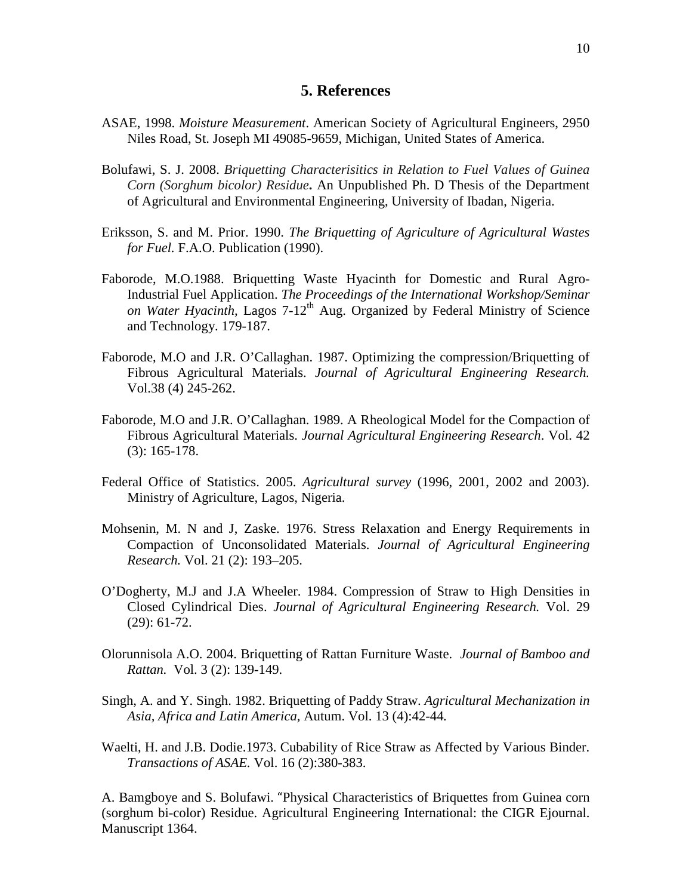## 5. References

ASAE, 1998. *Moisture Measurement*. American Society of Agricultural Engineers, 2950 Niles Road, St. Joseph MI 49085-9659, Michigan, United States of America.

Bolufawi, S. J. 2008. *Briquetting Characterisitics in Relation to Fuel Values of Guinea Corn (Sorghum bicolor) Residue***.** An Unpublished Ph. D Thesis of the Department of Agricultural and Environmental Engineering, University of Ibadan, Nigeria.

Eriksson, S. and M. Prior. 1990. *The Briquetting of Agriculture of Agricultural Wastes for Fuel*. F.A.O. Publication (1990).

Faborode, M.O.1988. Briquetting Waste Hyacinth for Domestic and Rural Agro-Industrial Fuel Application. *The Proceedings of the International Workshop/Seminar on Water Hyacinth,* Lagos 7-12th Aug. Organized by Federal Ministry of Science and Technology. 179-187.

Faborode, M.O and J.R. O'Callaghan. 1987. Optimizing the compression/Briquetting of Fibrous Agricultural Materials. *Journal of Agricultural Engineering Research.* Vol.38 (4) 245-262.

Faborode, M.O and J.R. O'Callaghan. 1989. A Rheological Model for the Compaction of Fibrous Agricultural Materials. *Journal Agricultural Engineering Research*. Vol. 42 (3): 165-178.

Federal Office of Statistics. 2005. *Agricultural survey* (1996, 2001, 2002 and 2003). Ministry of Agriculture, Lagos, Nigeria.

Mohsenin, M. N and J, Zaske. 1976. Stress Relaxation and Energy Requirements in Compaction of Unconsolidated Materials. *Journal of Agricultural Engineering Research.* Vol. 21 (2): 193–205.

O'Dogherty, M.J and J.A Wheeler. 1984. Compression of Straw to High Densities in Closed Cylindrical Dies. *Journal of Agricultural Engineering Research.* Vol. 29 (29): 61-72.

Olorunnisola A.O. 2004. Briquetting of Rattan Furniture Waste. *Journal of Bamboo and Rattan.* Vol. 3 (2): 139-149.

Singh, A. and Y. Singh. 1982. Briquetting of Paddy Straw. *Agricultural Mechanization in Asia, Africa and Latin America,* Autum. Vol. 13 (4):42-44*.*

Waelti, H. and J.B. Dodie.1973. Cubability of Rice Straw as Affected by Various Binder. *Transactions of ASAE.* Vol. 16 (2):380-383.

A. Bamgboye and S. Bolufawi. "Physical Characteristics of Briquettes from Guinea corn (sorghum bi-color) Residue. Agricultural Engineering International: the CIGR Ejournal. Manuscript 1364.